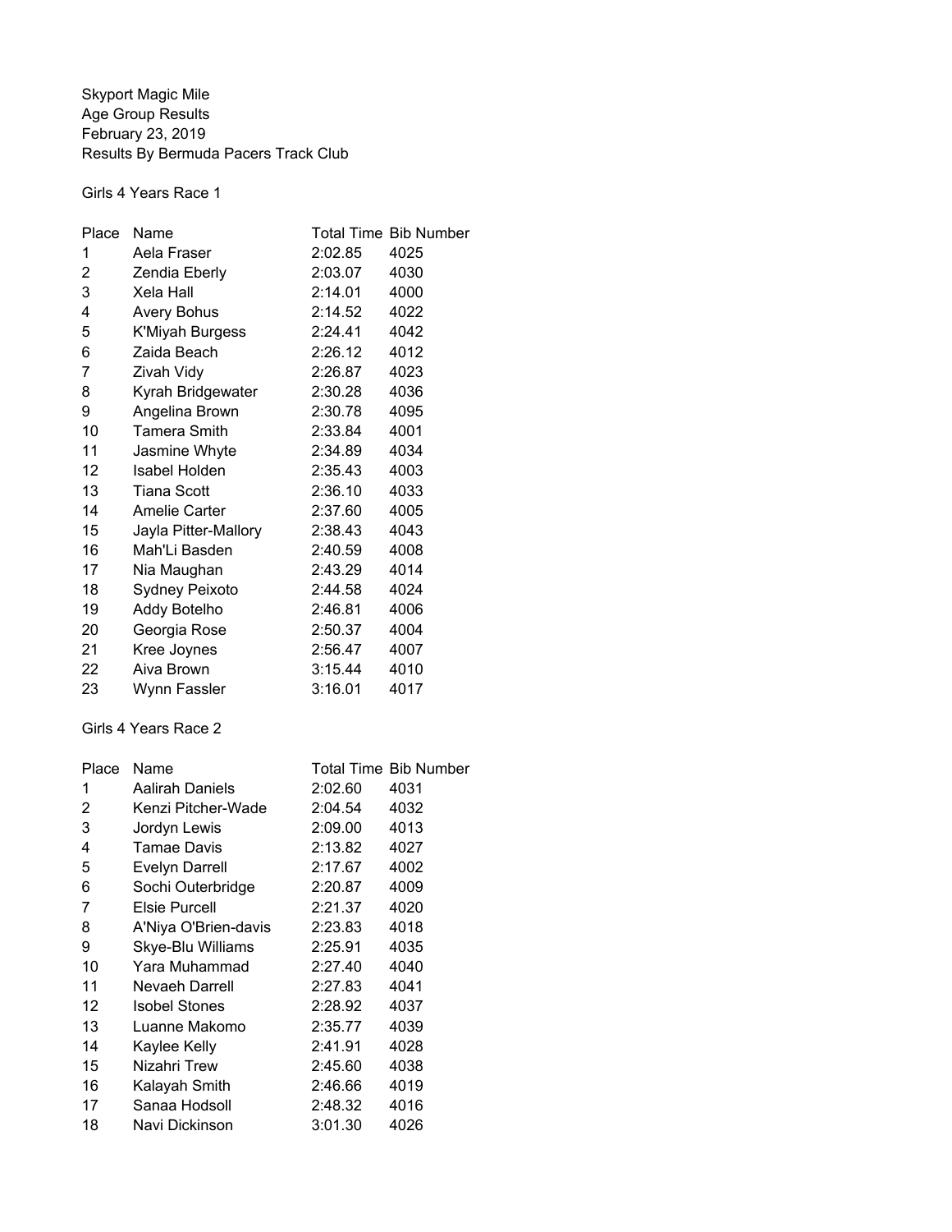Skyport Magic Mile
Age Group Results
February 23, 2019
Results By Bermuda Pacers Track Club

## Girls 4 Years Race 1

| Place | Name | Total Time | Bib Number |
|---|---|---|---|
| 1 | Aela Fraser | 2:02.85 | 4025 |
| 2 | Zendia Eberly | 2:03.07 | 4030 |
| 3 | Xela Hall | 2:14.01 | 4000 |
| 4 | Avery Bohus | 2:14.52 | 4022 |
| 5 | K'Miyah Burgess | 2:24.41 | 4042 |
| 6 | Zaida Beach | 2:26.12 | 4012 |
| 7 | Zivah Vidy | 2:26.87 | 4023 |
| 8 | Kyrah Bridgewater | 2:30.28 | 4036 |
| 9 | Angelina Brown | 2:30.78 | 4095 |
| 10 | Tamera Smith | 2:33.84 | 4001 |
| 11 | Jasmine Whyte | 2:34.89 | 4034 |
| 12 | Isabel Holden | 2:35.43 | 4003 |
| 13 | Tiana Scott | 2:36.10 | 4033 |
| 14 | Amelie Carter | 2:37.60 | 4005 |
| 15 | Jayla Pitter-Mallory | 2:38.43 | 4043 |
| 16 | Mah'Li Basden | 2:40.59 | 4008 |
| 17 | Nia Maughan | 2:43.29 | 4014 |
| 18 | Sydney Peixoto | 2:44.58 | 4024 |
| 19 | Addy Botelho | 2:46.81 | 4006 |
| 20 | Georgia Rose | 2:50.37 | 4004 |
| 21 | Kree Joynes | 2:56.47 | 4007 |
| 22 | Aiva Brown | 3:15.44 | 4010 |
| 23 | Wynn Fassler | 3:16.01 | 4017 |

## Girls 4 Years Race 2

| Place | Name | Total Time | Bib Number |
|---|---|---|---|
| 1 | Aalirah Daniels | 2:02.60 | 4031 |
| 2 | Kenzi Pitcher-Wade | 2:04.54 | 4032 |
| 3 | Jordyn Lewis | 2:09.00 | 4013 |
| 4 | Tamae Davis | 2:13.82 | 4027 |
| 5 | Evelyn Darrell | 2:17.67 | 4002 |
| 6 | Sochi Outerbridge | 2:20.87 | 4009 |
| 7 | Elsie Purcell | 2:21.37 | 4020 |
| 8 | A'Niya O'Brien-davis | 2:23.83 | 4018 |
| 9 | Skye-Blu Williams | 2:25.91 | 4035 |
| 10 | Yara Muhammad | 2:27.40 | 4040 |
| 11 | Nevaeh Darrell | 2:27.83 | 4041 |
| 12 | Isobel Stones | 2:28.92 | 4037 |
| 13 | Luanne Makomo | 2:35.77 | 4039 |
| 14 | Kaylee Kelly | 2:41.91 | 4028 |
| 15 | Nizahri Trew | 2:45.60 | 4038 |
| 16 | Kalayah Smith | 2:46.66 | 4019 |
| 17 | Sanaa Hodsoll | 2:48.32 | 4016 |
| 18 | Navi Dickinson | 3:01.30 | 4026 |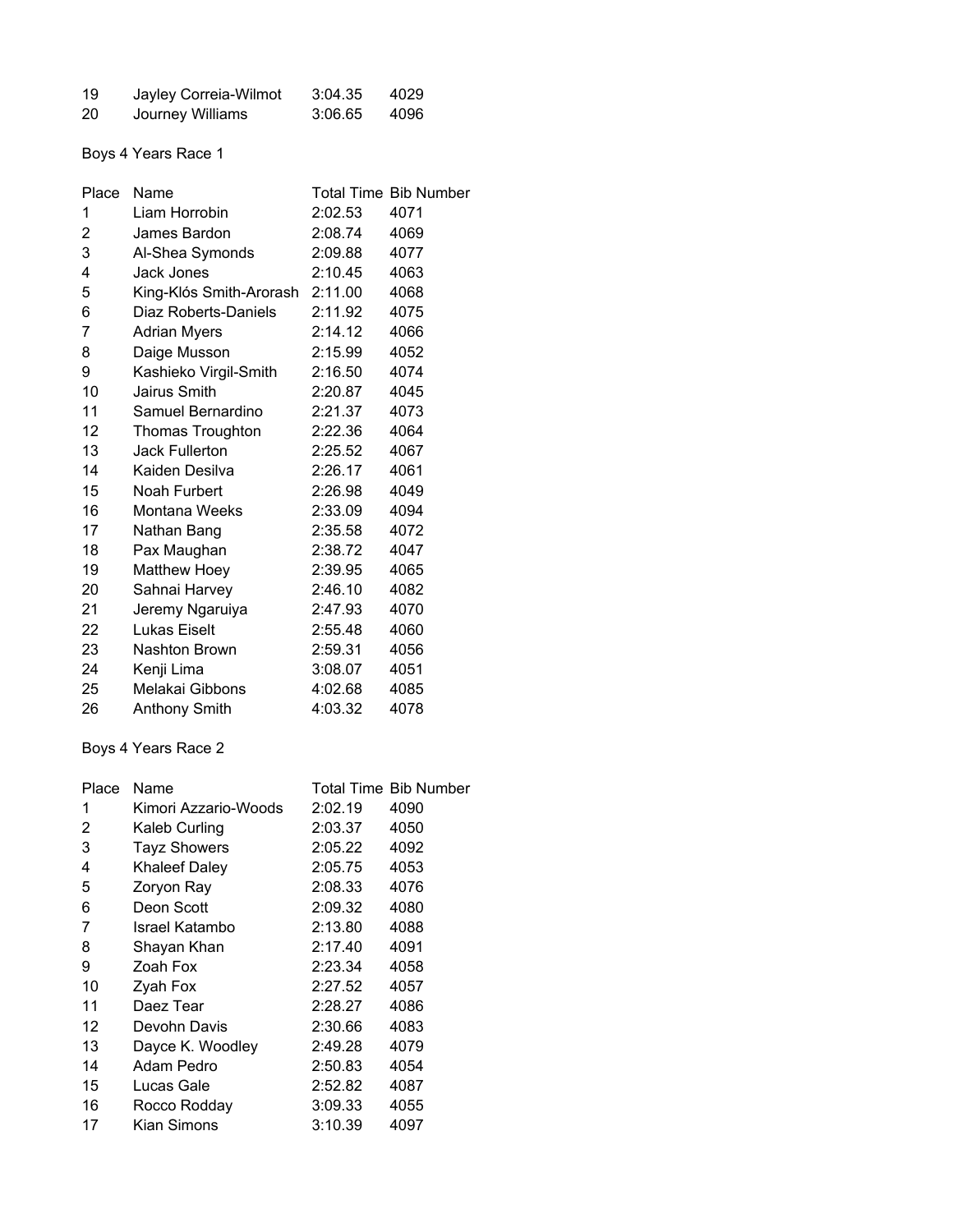| Place | Name | Total Time | Bib Number |
|---|---|---|---|
| 19 | Jayley Correia-Wilmot | 3:04.35 | 4029 |
| 20 | Journey Williams | 3:06.65 | 4096 |

Boys 4 Years Race 1

| Place | Name | Total Time | Bib Number |
|---|---|---|---|
| 1 | Liam Horrobin | 2:02.53 | 4071 |
| 2 | James Bardon | 2:08.74 | 4069 |
| 3 | Al-Shea Symonds | 2:09.88 | 4077 |
| 4 | Jack Jones | 2:10.45 | 4063 |
| 5 | King-Klós Smith-Arorash | 2:11.00 | 4068 |
| 6 | Diaz Roberts-Daniels | 2:11.92 | 4075 |
| 7 | Adrian Myers | 2:14.12 | 4066 |
| 8 | Daige Musson | 2:15.99 | 4052 |
| 9 | Kashieko Virgil-Smith | 2:16.50 | 4074 |
| 10 | Jairus Smith | 2:20.87 | 4045 |
| 11 | Samuel Bernardino | 2:21.37 | 4073 |
| 12 | Thomas Troughton | 2:22.36 | 4064 |
| 13 | Jack Fullerton | 2:25.52 | 4067 |
| 14 | Kaiden Desilva | 2:26.17 | 4061 |
| 15 | Noah Furbert | 2:26.98 | 4049 |
| 16 | Montana Weeks | 2:33.09 | 4094 |
| 17 | Nathan Bang | 2:35.58 | 4072 |
| 18 | Pax Maughan | 2:38.72 | 4047 |
| 19 | Matthew Hoey | 2:39.95 | 4065 |
| 20 | Sahnai Harvey | 2:46.10 | 4082 |
| 21 | Jeremy Ngaruiya | 2:47.93 | 4070 |
| 22 | Lukas Eiselt | 2:55.48 | 4060 |
| 23 | Nashton Brown | 2:59.31 | 4056 |
| 24 | Kenji Lima | 3:08.07 | 4051 |
| 25 | Melakai Gibbons | 4:02.68 | 4085 |
| 26 | Anthony Smith | 4:03.32 | 4078 |

Boys 4 Years Race 2

| Place | Name | Total Time | Bib Number |
|---|---|---|---|
| 1 | Kimori Azzario-Woods | 2:02.19 | 4090 |
| 2 | Kaleb Curling | 2:03.37 | 4050 |
| 3 | Tayz Showers | 2:05.22 | 4092 |
| 4 | Khaleef Daley | 2:05.75 | 4053 |
| 5 | Zoryon Ray | 2:08.33 | 4076 |
| 6 | Deon Scott | 2:09.32 | 4080 |
| 7 | Israel Katambo | 2:13.80 | 4088 |
| 8 | Shayan Khan | 2:17.40 | 4091 |
| 9 | Zoah Fox | 2:23.34 | 4058 |
| 10 | Zyah Fox | 2:27.52 | 4057 |
| 11 | Daez Tear | 2:28.27 | 4086 |
| 12 | Devohn Davis | 2:30.66 | 4083 |
| 13 | Dayce K. Woodley | 2:49.28 | 4079 |
| 14 | Adam Pedro | 2:50.83 | 4054 |
| 15 | Lucas Gale | 2:52.82 | 4087 |
| 16 | Rocco Rodday | 3:09.33 | 4055 |
| 17 | Kian Simons | 3:10.39 | 4097 |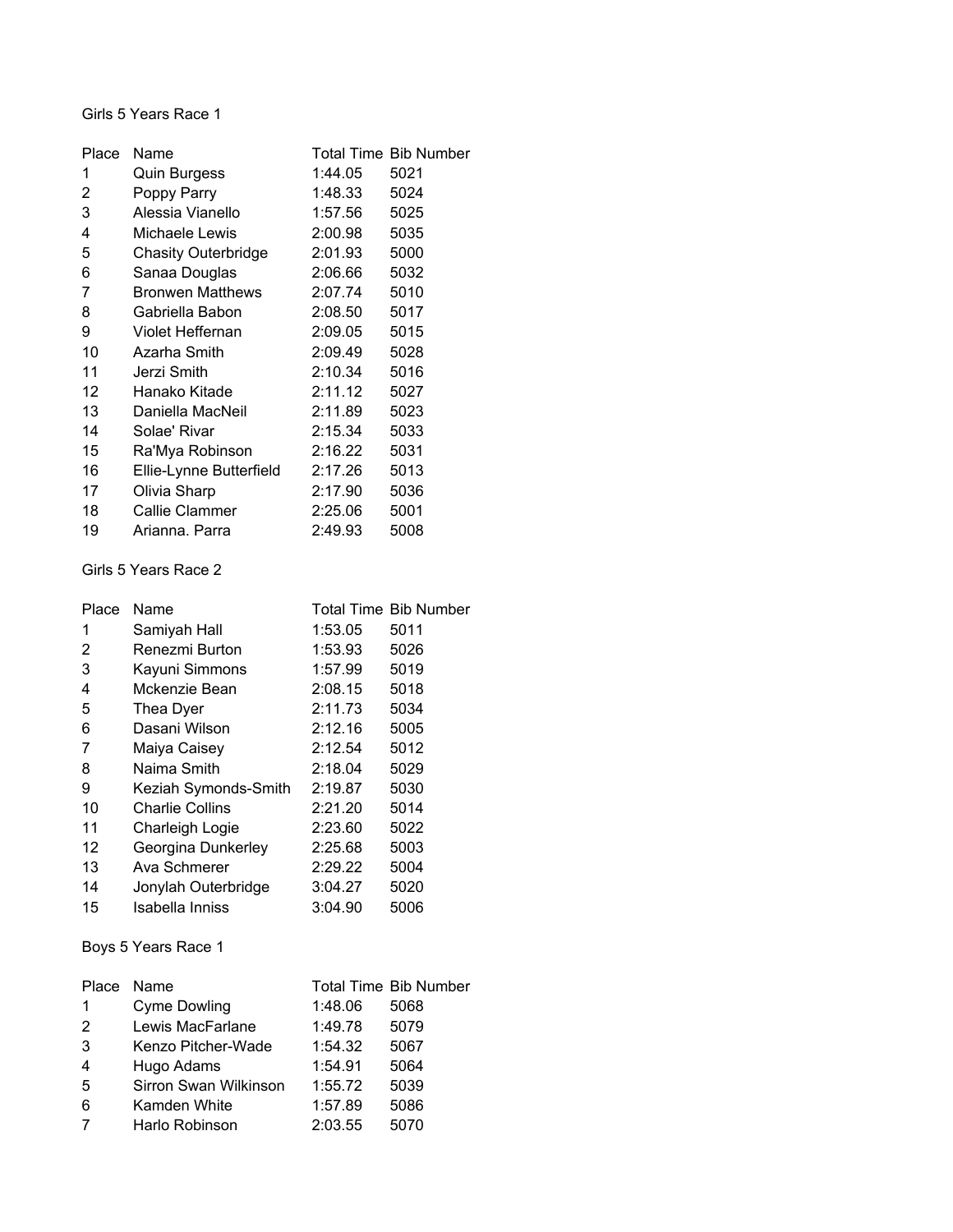Girls 5 Years Race 1

| Place | Name | Total Time | Bib Number |
|---|---|---|---|
| 1 | Quin Burgess | 1:44.05 | 5021 |
| 2 | Poppy Parry | 1:48.33 | 5024 |
| 3 | Alessia Vianello | 1:57.56 | 5025 |
| 4 | Michaele Lewis | 2:00.98 | 5035 |
| 5 | Chasity Outerbridge | 2:01.93 | 5000 |
| 6 | Sanaa Douglas | 2:06.66 | 5032 |
| 7 | Bronwen Matthews | 2:07.74 | 5010 |
| 8 | Gabriella Babon | 2:08.50 | 5017 |
| 9 | Violet Heffernan | 2:09.05 | 5015 |
| 10 | Azarha Smith | 2:09.49 | 5028 |
| 11 | Jerzi Smith | 2:10.34 | 5016 |
| 12 | Hanako Kitade | 2:11.12 | 5027 |
| 13 | Daniella MacNeil | 2:11.89 | 5023 |
| 14 | Solae' Rivar | 2:15.34 | 5033 |
| 15 | Ra'Mya Robinson | 2:16.22 | 5031 |
| 16 | Ellie-Lynne Butterfield | 2:17.26 | 5013 |
| 17 | Olivia Sharp | 2:17.90 | 5036 |
| 18 | Callie Clammer | 2:25.06 | 5001 |
| 19 | Arianna. Parra | 2:49.93 | 5008 |

Girls 5 Years Race 2

| Place | Name | Total Time | Bib Number |
|---|---|---|---|
| 1 | Samiyah Hall | 1:53.05 | 5011 |
| 2 | Renezmi Burton | 1:53.93 | 5026 |
| 3 | Kayuni Simmons | 1:57.99 | 5019 |
| 4 | Mckenzie Bean | 2:08.15 | 5018 |
| 5 | Thea Dyer | 2:11.73 | 5034 |
| 6 | Dasani Wilson | 2:12.16 | 5005 |
| 7 | Maiya Caisey | 2:12.54 | 5012 |
| 8 | Naima Smith | 2:18.04 | 5029 |
| 9 | Keziah Symonds-Smith | 2:19.87 | 5030 |
| 10 | Charlie Collins | 2:21.20 | 5014 |
| 11 | Charleigh Logie | 2:23.60 | 5022 |
| 12 | Georgina Dunkerley | 2:25.68 | 5003 |
| 13 | Ava Schmerer | 2:29.22 | 5004 |
| 14 | Jonylah Outerbridge | 3:04.27 | 5020 |
| 15 | Isabella Inniss | 3:04.90 | 5006 |

Boys 5 Years Race 1

| Place | Name | Total Time | Bib Number |
|---|---|---|---|
| 1 | Cyme Dowling | 1:48.06 | 5068 |
| 2 | Lewis MacFarlane | 1:49.78 | 5079 |
| 3 | Kenzo Pitcher-Wade | 1:54.32 | 5067 |
| 4 | Hugo Adams | 1:54.91 | 5064 |
| 5 | Sirron Swan Wilkinson | 1:55.72 | 5039 |
| 6 | Kamden White | 1:57.89 | 5086 |
| 7 | Harlo Robinson | 2:03.55 | 5070 |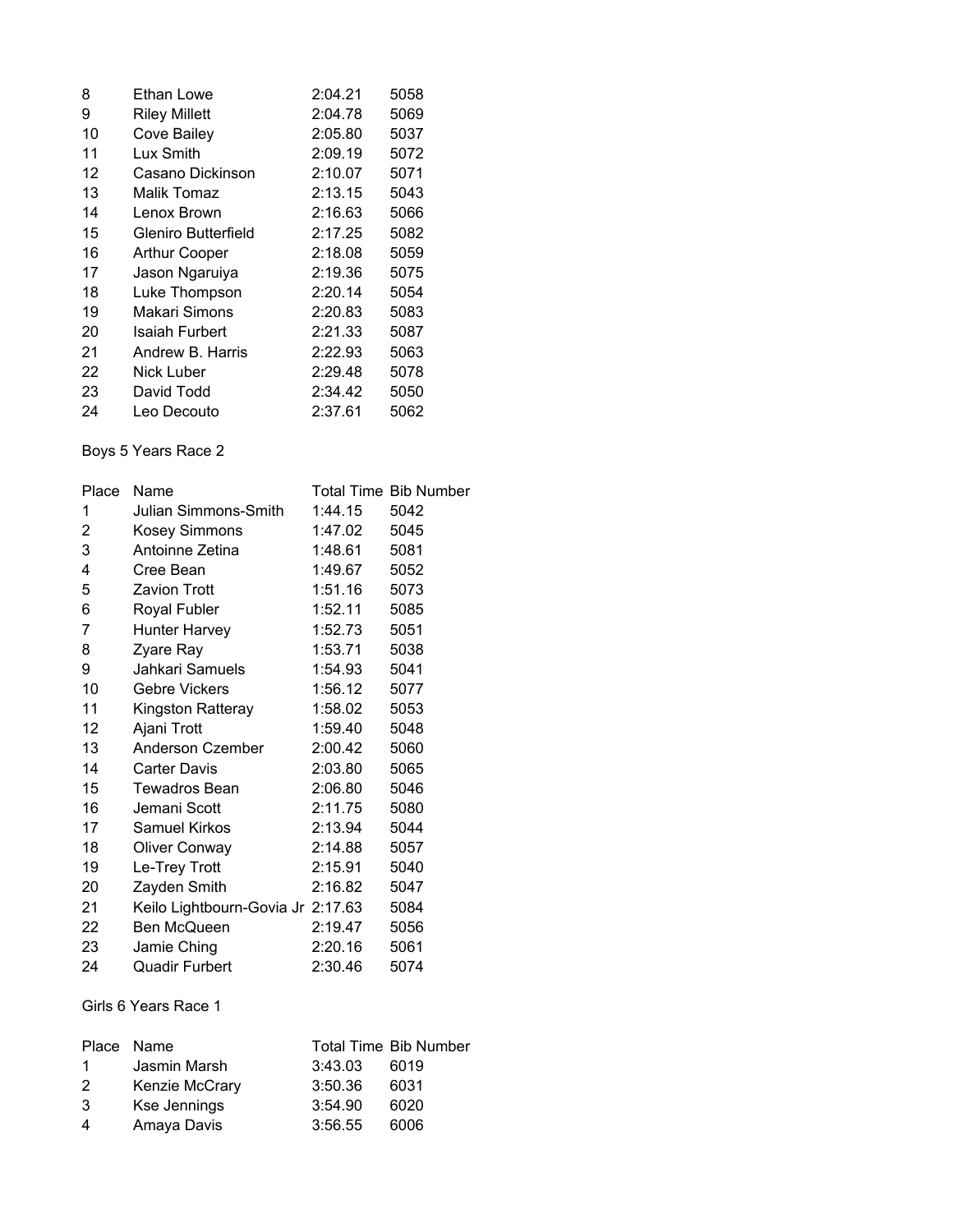| Place | Name | Total Time | Bib Number |
|---|---|---|---|
| 8 | Ethan Lowe | 2:04.21 | 5058 |
| 9 | Riley Millett | 2:04.78 | 5069 |
| 10 | Cove Bailey | 2:05.80 | 5037 |
| 11 | Lux Smith | 2:09.19 | 5072 |
| 12 | Casano Dickinson | 2:10.07 | 5071 |
| 13 | Malik Tomaz | 2:13.15 | 5043 |
| 14 | Lenox Brown | 2:16.63 | 5066 |
| 15 | Gleniro Butterfield | 2:17.25 | 5082 |
| 16 | Arthur Cooper | 2:18.08 | 5059 |
| 17 | Jason Ngaruiya | 2:19.36 | 5075 |
| 18 | Luke Thompson | 2:20.14 | 5054 |
| 19 | Makari Simons | 2:20.83 | 5083 |
| 20 | Isaiah Furbert | 2:21.33 | 5087 |
| 21 | Andrew B. Harris | 2:22.93 | 5063 |
| 22 | Nick Luber | 2:29.48 | 5078 |
| 23 | David Todd | 2:34.42 | 5050 |
| 24 | Leo Decouto | 2:37.61 | 5062 |

Boys 5 Years Race 2

| Place | Name | Total Time | Bib Number |
|---|---|---|---|
| 1 | Julian Simmons-Smith | 1:44.15 | 5042 |
| 2 | Kosey Simmons | 1:47.02 | 5045 |
| 3 | Antoinne Zetina | 1:48.61 | 5081 |
| 4 | Cree Bean | 1:49.67 | 5052 |
| 5 | Zavion Trott | 1:51.16 | 5073 |
| 6 | Royal Fubler | 1:52.11 | 5085 |
| 7 | Hunter Harvey | 1:52.73 | 5051 |
| 8 | Zyare Ray | 1:53.71 | 5038 |
| 9 | Jahkari Samuels | 1:54.93 | 5041 |
| 10 | Gebre Vickers | 1:56.12 | 5077 |
| 11 | Kingston Ratteray | 1:58.02 | 5053 |
| 12 | Ajani Trott | 1:59.40 | 5048 |
| 13 | Anderson Czember | 2:00.42 | 5060 |
| 14 | Carter Davis | 2:03.80 | 5065 |
| 15 | Tewadros Bean | 2:06.80 | 5046 |
| 16 | Jemani Scott | 2:11.75 | 5080 |
| 17 | Samuel Kirkos | 2:13.94 | 5044 |
| 18 | Oliver Conway | 2:14.88 | 5057 |
| 19 | Le-Trey Trott | 2:15.91 | 5040 |
| 20 | Zayden Smith | 2:16.82 | 5047 |
| 21 | Keilo Lightbourn-Govia Jr | 2:17.63 | 5084 |
| 22 | Ben McQueen | 2:19.47 | 5056 |
| 23 | Jamie Ching | 2:20.16 | 5061 |
| 24 | Quadir Furbert | 2:30.46 | 5074 |

Girls 6 Years Race 1

| Place | Name | Total Time | Bib Number |
|---|---|---|---|
| 1 | Jasmin Marsh | 3:43.03 | 6019 |
| 2 | Kenzie McCrary | 3:50.36 | 6031 |
| 3 | Kse Jennings | 3:54.90 | 6020 |
| 4 | Amaya Davis | 3:56.55 | 6006 |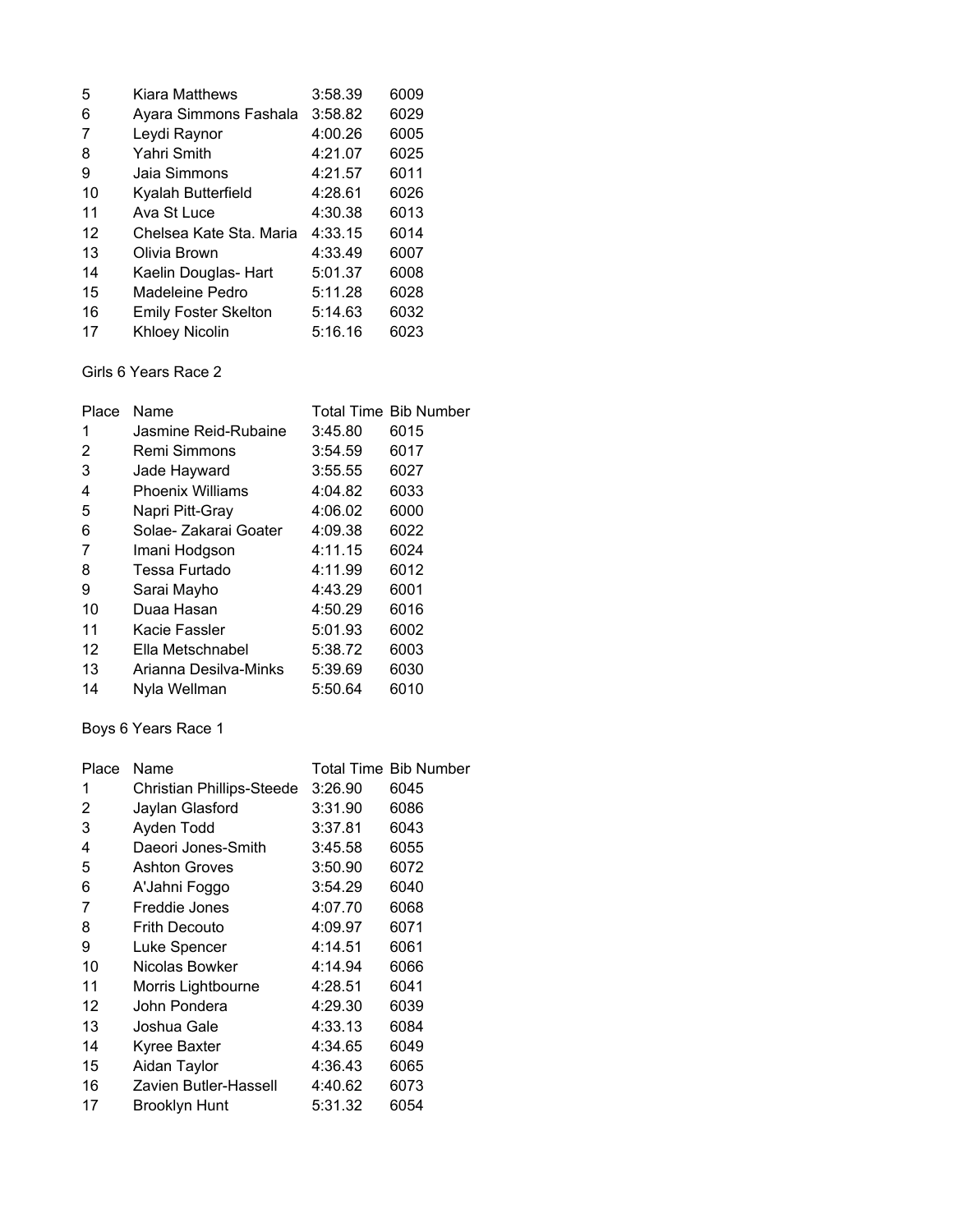| Place | Name | Total Time | Bib Number |
|---|---|---|---|
| 5 | Kiara Matthews | 3:58.39 | 6009 |
| 6 | Ayara Simmons Fashala | 3:58.82 | 6029 |
| 7 | Leydi Raynor | 4:00.26 | 6005 |
| 8 | Yahri Smith | 4:21.07 | 6025 |
| 9 | Jaia Simmons | 4:21.57 | 6011 |
| 10 | Kyalah Butterfield | 4:28.61 | 6026 |
| 11 | Ava St Luce | 4:30.38 | 6013 |
| 12 | Chelsea Kate Sta. Maria | 4:33.15 | 6014 |
| 13 | Olivia Brown | 4:33.49 | 6007 |
| 14 | Kaelin Douglas- Hart | 5:01.37 | 6008 |
| 15 | Madeleine Pedro | 5:11.28 | 6028 |
| 16 | Emily Foster Skelton | 5:14.63 | 6032 |
| 17 | Khloey Nicolin | 5:16.16 | 6023 |

Girls 6 Years Race 2

| Place | Name | Total Time | Bib Number |
|---|---|---|---|
| 1 | Jasmine Reid-Rubaine | 3:45.80 | 6015 |
| 2 | Remi Simmons | 3:54.59 | 6017 |
| 3 | Jade Hayward | 3:55.55 | 6027 |
| 4 | Phoenix Williams | 4:04.82 | 6033 |
| 5 | Napri Pitt-Gray | 4:06.02 | 6000 |
| 6 | Solae- Zakarai Goater | 4:09.38 | 6022 |
| 7 | Imani Hodgson | 4:11.15 | 6024 |
| 8 | Tessa Furtado | 4:11.99 | 6012 |
| 9 | Sarai Mayho | 4:43.29 | 6001 |
| 10 | Duaa Hasan | 4:50.29 | 6016 |
| 11 | Kacie Fassler | 5:01.93 | 6002 |
| 12 | Ella Metschnabel | 5:38.72 | 6003 |
| 13 | Arianna Desilva-Minks | 5:39.69 | 6030 |
| 14 | Nyla Wellman | 5:50.64 | 6010 |

Boys 6 Years Race 1

| Place | Name | Total Time | Bib Number |
|---|---|---|---|
| 1 | Christian Phillips-Steede | 3:26.90 | 6045 |
| 2 | Jaylan Glasford | 3:31.90 | 6086 |
| 3 | Ayden Todd | 3:37.81 | 6043 |
| 4 | Daeori Jones-Smith | 3:45.58 | 6055 |
| 5 | Ashton Groves | 3:50.90 | 6072 |
| 6 | A'Jahni Foggo | 3:54.29 | 6040 |
| 7 | Freddie Jones | 4:07.70 | 6068 |
| 8 | Frith Decouto | 4:09.97 | 6071 |
| 9 | Luke Spencer | 4:14.51 | 6061 |
| 10 | Nicolas Bowker | 4:14.94 | 6066 |
| 11 | Morris Lightbourne | 4:28.51 | 6041 |
| 12 | John Pondera | 4:29.30 | 6039 |
| 13 | Joshua Gale | 4:33.13 | 6084 |
| 14 | Kyree Baxter | 4:34.65 | 6049 |
| 15 | Aidan Taylor | 4:36.43 | 6065 |
| 16 | Zavien Butler-Hassell | 4:40.62 | 6073 |
| 17 | Brooklyn Hunt | 5:31.32 | 6054 |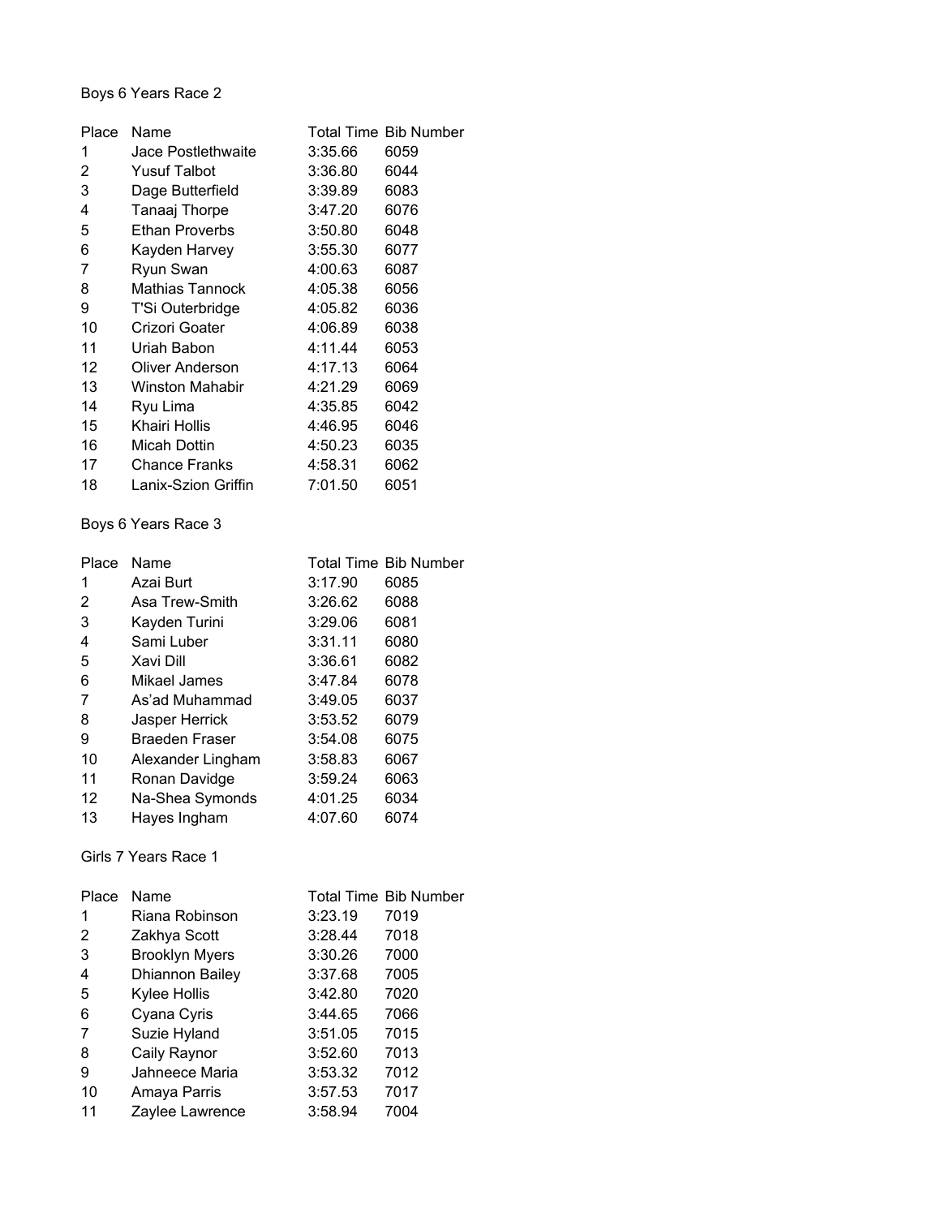Boys 6 Years Race 2

| Place | Name | Total Time | Bib Number |
|---|---|---|---|
| 1 | Jace Postlethwaite | 3:35.66 | 6059 |
| 2 | Yusuf Talbot | 3:36.80 | 6044 |
| 3 | Dage Butterfield | 3:39.89 | 6083 |
| 4 | Tanaaj Thorpe | 3:47.20 | 6076 |
| 5 | Ethan Proverbs | 3:50.80 | 6048 |
| 6 | Kayden Harvey | 3:55.30 | 6077 |
| 7 | Ryun Swan | 4:00.63 | 6087 |
| 8 | Mathias Tannock | 4:05.38 | 6056 |
| 9 | T'Si Outerbridge | 4:05.82 | 6036 |
| 10 | Crizori Goater | 4:06.89 | 6038 |
| 11 | Uriah Babon | 4:11.44 | 6053 |
| 12 | Oliver Anderson | 4:17.13 | 6064 |
| 13 | Winston Mahabir | 4:21.29 | 6069 |
| 14 | Ryu Lima | 4:35.85 | 6042 |
| 15 | Khairi Hollis | 4:46.95 | 6046 |
| 16 | Micah Dottin | 4:50.23 | 6035 |
| 17 | Chance Franks | 4:58.31 | 6062 |
| 18 | Lanix-Szion Griffin | 7:01.50 | 6051 |

Boys 6 Years Race 3

| Place | Name | Total Time | Bib Number |
|---|---|---|---|
| 1 | Azai Burt | 3:17.90 | 6085 |
| 2 | Asa Trew-Smith | 3:26.62 | 6088 |
| 3 | Kayden Turini | 3:29.06 | 6081 |
| 4 | Sami Luber | 3:31.11 | 6080 |
| 5 | Xavi Dill | 3:36.61 | 6082 |
| 6 | Mikael James | 3:47.84 | 6078 |
| 7 | As'ad Muhammad | 3:49.05 | 6037 |
| 8 | Jasper Herrick | 3:53.52 | 6079 |
| 9 | Braeden Fraser | 3:54.08 | 6075 |
| 10 | Alexander Lingham | 3:58.83 | 6067 |
| 11 | Ronan Davidge | 3:59.24 | 6063 |
| 12 | Na-Shea Symonds | 4:01.25 | 6034 |
| 13 | Hayes Ingham | 4:07.60 | 6074 |

Girls 7 Years Race 1

| Place | Name | Total Time | Bib Number |
|---|---|---|---|
| 1 | Riana Robinson | 3:23.19 | 7019 |
| 2 | Zakhya Scott | 3:28.44 | 7018 |
| 3 | Brooklyn Myers | 3:30.26 | 7000 |
| 4 | Dhiannon Bailey | 3:37.68 | 7005 |
| 5 | Kylee Hollis | 3:42.80 | 7020 |
| 6 | Cyana Cyris | 3:44.65 | 7066 |
| 7 | Suzie Hyland | 3:51.05 | 7015 |
| 8 | Caily Raynor | 3:52.60 | 7013 |
| 9 | Jahneece Maria | 3:53.32 | 7012 |
| 10 | Amaya Parris | 3:57.53 | 7017 |
| 11 | Zaylee Lawrence | 3:58.94 | 7004 |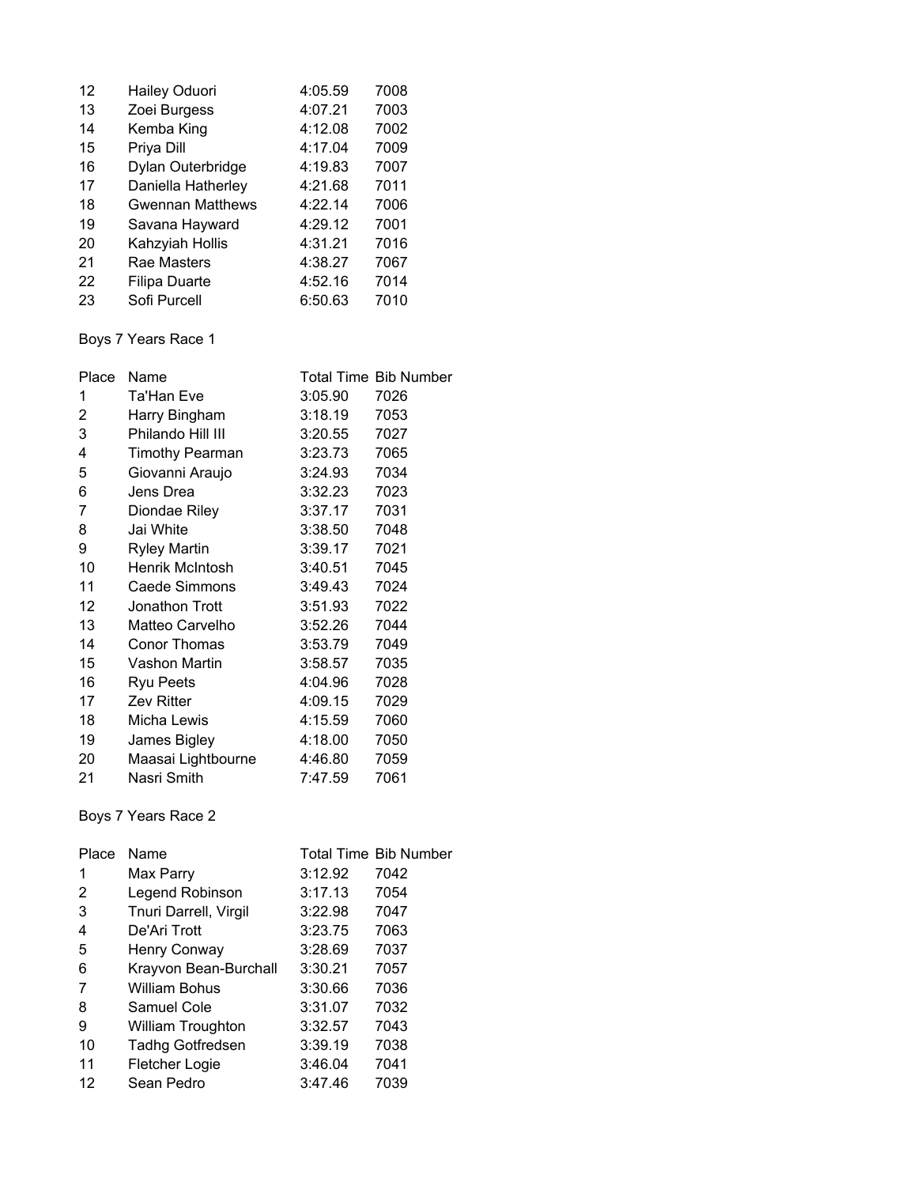| Place | Name | Total Time | Bib Number |
|---|---|---|---|
| 12 | Hailey Oduori | 4:05.59 | 7008 |
| 13 | Zoei Burgess | 4:07.21 | 7003 |
| 14 | Kemba King | 4:12.08 | 7002 |
| 15 | Priya Dill | 4:17.04 | 7009 |
| 16 | Dylan Outerbridge | 4:19.83 | 7007 |
| 17 | Daniella Hatherley | 4:21.68 | 7011 |
| 18 | Gwennan Matthews | 4:22.14 | 7006 |
| 19 | Savana Hayward | 4:29.12 | 7001 |
| 20 | Kahzyiah Hollis | 4:31.21 | 7016 |
| 21 | Rae Masters | 4:38.27 | 7067 |
| 22 | Filipa Duarte | 4:52.16 | 7014 |
| 23 | Sofi Purcell | 6:50.63 | 7010 |

Boys 7 Years Race 1

| Place | Name | Total Time | Bib Number |
|---|---|---|---|
| 1 | Ta'Han Eve | 3:05.90 | 7026 |
| 2 | Harry Bingham | 3:18.19 | 7053 |
| 3 | Philando Hill III | 3:20.55 | 7027 |
| 4 | Timothy Pearman | 3:23.73 | 7065 |
| 5 | Giovanni Araujo | 3:24.93 | 7034 |
| 6 | Jens Drea | 3:32.23 | 7023 |
| 7 | Diondae Riley | 3:37.17 | 7031 |
| 8 | Jai White | 3:38.50 | 7048 |
| 9 | Ryley Martin | 3:39.17 | 7021 |
| 10 | Henrik McIntosh | 3:40.51 | 7045 |
| 11 | Caede Simmons | 3:49.43 | 7024 |
| 12 | Jonathon Trott | 3:51.93 | 7022 |
| 13 | Matteo Carvelho | 3:52.26 | 7044 |
| 14 | Conor Thomas | 3:53.79 | 7049 |
| 15 | Vashon Martin | 3:58.57 | 7035 |
| 16 | Ryu Peets | 4:04.96 | 7028 |
| 17 | Zev Ritter | 4:09.15 | 7029 |
| 18 | Micha Lewis | 4:15.59 | 7060 |
| 19 | James Bigley | 4:18.00 | 7050 |
| 20 | Maasai Lightbourne | 4:46.80 | 7059 |
| 21 | Nasri Smith | 7:47.59 | 7061 |

Boys 7 Years Race 2

| Place | Name | Total Time | Bib Number |
|---|---|---|---|
| 1 | Max Parry | 3:12.92 | 7042 |
| 2 | Legend Robinson | 3:17.13 | 7054 |
| 3 | Tnuri Darrell, Virgil | 3:22.98 | 7047 |
| 4 | De'Ari Trott | 3:23.75 | 7063 |
| 5 | Henry Conway | 3:28.69 | 7037 |
| 6 | Krayvon Bean-Burchall | 3:30.21 | 7057 |
| 7 | William Bohus | 3:30.66 | 7036 |
| 8 | Samuel Cole | 3:31.07 | 7032 |
| 9 | William Troughton | 3:32.57 | 7043 |
| 10 | Tadhg Gotfredsen | 3:39.19 | 7038 |
| 11 | Fletcher Logie | 3:46.04 | 7041 |
| 12 | Sean Pedro | 3:47.46 | 7039 |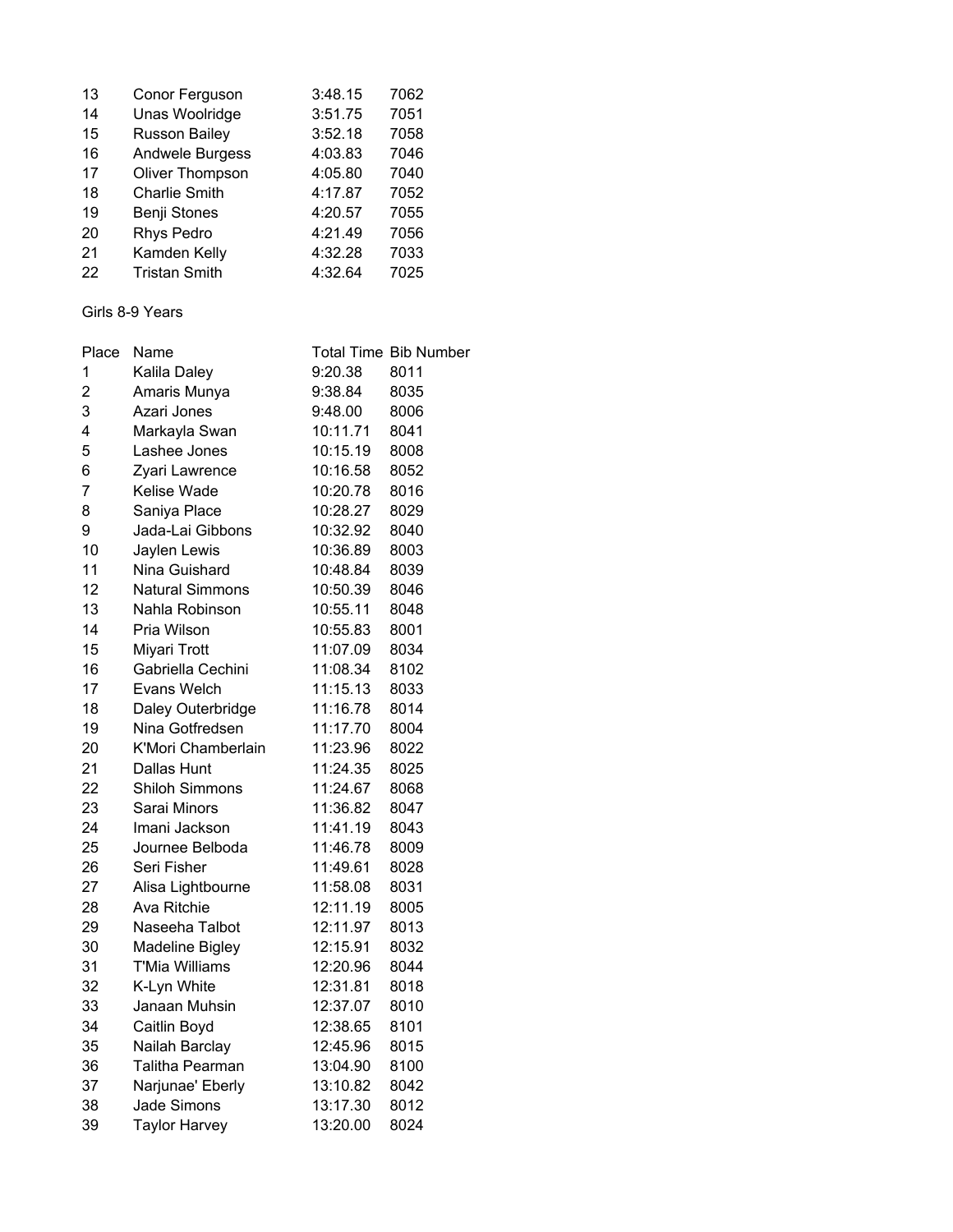| | | | |
|---|---|---|---|
| 13 | Conor Ferguson | 3:48.15 | 7062 |
| 14 | Unas Woolridge | 3:51.75 | 7051 |
| 15 | Russon Bailey | 3:52.18 | 7058 |
| 16 | Andwele Burgess | 4:03.83 | 7046 |
| 17 | Oliver Thompson | 4:05.80 | 7040 |
| 18 | Charlie Smith | 4:17.87 | 7052 |
| 19 | Benji Stones | 4:20.57 | 7055 |
| 20 | Rhys Pedro | 4:21.49 | 7056 |
| 21 | Kamden Kelly | 4:32.28 | 7033 |
| 22 | Tristan Smith | 4:32.64 | 7025 |

Girls 8-9 Years

| Place | Name | Total Time | Bib Number |
|---|---|---|---|
| 1 | Kalila Daley | 9:20.38 | 8011 |
| 2 | Amaris Munya | 9:38.84 | 8035 |
| 3 | Azari Jones | 9:48.00 | 8006 |
| 4 | Markayla Swan | 10:11.71 | 8041 |
| 5 | Lashee Jones | 10:15.19 | 8008 |
| 6 | Zyari Lawrence | 10:16.58 | 8052 |
| 7 | Kelise Wade | 10:20.78 | 8016 |
| 8 | Saniya Place | 10:28.27 | 8029 |
| 9 | Jada-Lai Gibbons | 10:32.92 | 8040 |
| 10 | Jaylen Lewis | 10:36.89 | 8003 |
| 11 | Nina Guishard | 10:48.84 | 8039 |
| 12 | Natural Simmons | 10:50.39 | 8046 |
| 13 | Nahla Robinson | 10:55.11 | 8048 |
| 14 | Pria Wilson | 10:55.83 | 8001 |
| 15 | Miyari Trott | 11:07.09 | 8034 |
| 16 | Gabriella Cechini | 11:08.34 | 8102 |
| 17 | Evans Welch | 11:15.13 | 8033 |
| 18 | Daley Outerbridge | 11:16.78 | 8014 |
| 19 | Nina Gotfredsen | 11:17.70 | 8004 |
| 20 | K'Mori Chamberlain | 11:23.96 | 8022 |
| 21 | Dallas Hunt | 11:24.35 | 8025 |
| 22 | Shiloh Simmons | 11:24.67 | 8068 |
| 23 | Sarai Minors | 11:36.82 | 8047 |
| 24 | Imani Jackson | 11:41.19 | 8043 |
| 25 | Journee Belboda | 11:46.78 | 8009 |
| 26 | Seri Fisher | 11:49.61 | 8028 |
| 27 | Alisa Lightbourne | 11:58.08 | 8031 |
| 28 | Ava Ritchie | 12:11.19 | 8005 |
| 29 | Naseeha Talbot | 12:11.97 | 8013 |
| 30 | Madeline Bigley | 12:15.91 | 8032 |
| 31 | T'Mia Williams | 12:20.96 | 8044 |
| 32 | K-Lyn White | 12:31.81 | 8018 |
| 33 | Janaan Muhsin | 12:37.07 | 8010 |
| 34 | Caitlin Boyd | 12:38.65 | 8101 |
| 35 | Nailah Barclay | 12:45.96 | 8015 |
| 36 | Talitha Pearman | 13:04.90 | 8100 |
| 37 | Narjunae' Eberly | 13:10.82 | 8042 |
| 38 | Jade Simons | 13:17.30 | 8012 |
| 39 | Taylor Harvey | 13:20.00 | 8024 |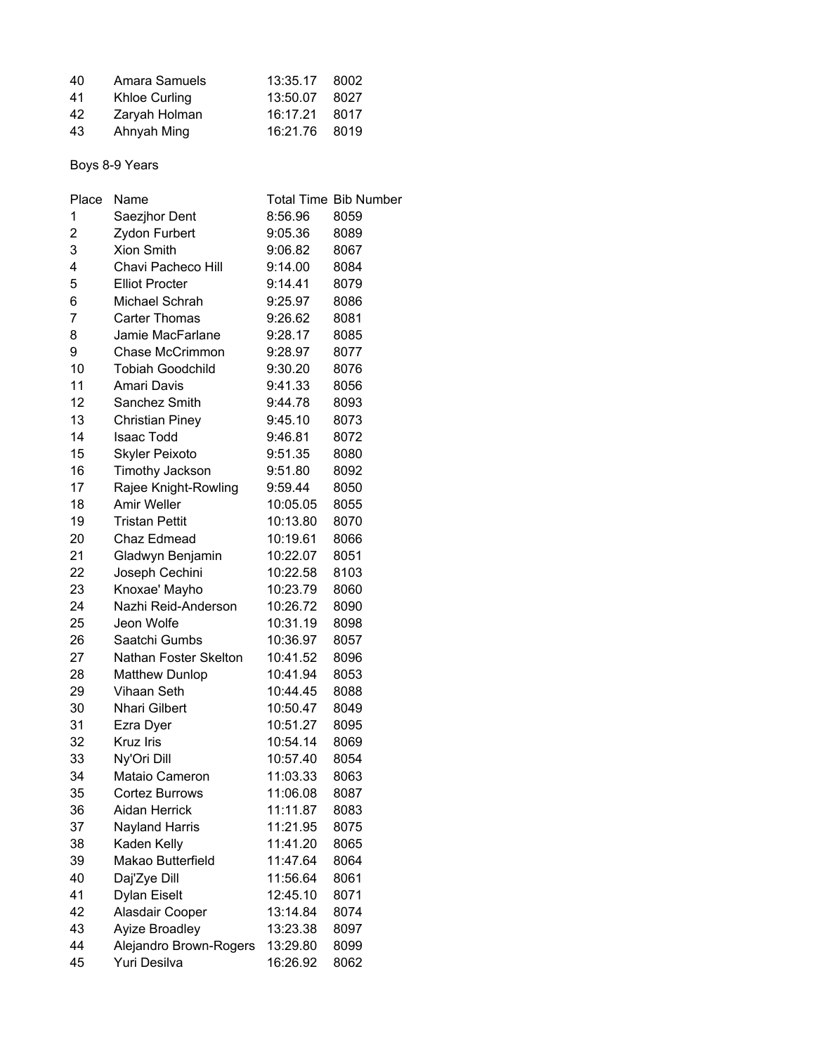| | | | |
|---|---|---|---|
| 40 | Amara Samuels | 13:35.17 | 8002 |
| 41 | Khloe Curling | 13:50.07 | 8027 |
| 42 | Zaryah Holman | 16:17.21 | 8017 |
| 43 | Ahnyah Ming | 16:21.76 | 8019 |

Boys 8-9 Years

| Place | Name | Total Time | Bib Number |
|---|---|---|---|
| 1 | Saezjhor Dent | 8:56.96 | 8059 |
| 2 | Zydon Furbert | 9:05.36 | 8089 |
| 3 | Xion Smith | 9:06.82 | 8067 |
| 4 | Chavi Pacheco Hill | 9:14.00 | 8084 |
| 5 | Elliot Procter | 9:14.41 | 8079 |
| 6 | Michael Schrah | 9:25.97 | 8086 |
| 7 | Carter Thomas | 9:26.62 | 8081 |
| 8 | Jamie MacFarlane | 9:28.17 | 8085 |
| 9 | Chase McCrimmon | 9:28.97 | 8077 |
| 10 | Tobiah Goodchild | 9:30.20 | 8076 |
| 11 | Amari Davis | 9:41.33 | 8056 |
| 12 | Sanchez Smith | 9:44.78 | 8093 |
| 13 | Christian Piney | 9:45.10 | 8073 |
| 14 | Isaac Todd | 9:46.81 | 8072 |
| 15 | Skyler Peixoto | 9:51.35 | 8080 |
| 16 | Timothy Jackson | 9:51.80 | 8092 |
| 17 | Rajee Knight-Rowling | 9:59.44 | 8050 |
| 18 | Amir Weller | 10:05.05 | 8055 |
| 19 | Tristan Pettit | 10:13.80 | 8070 |
| 20 | Chaz Edmead | 10:19.61 | 8066 |
| 21 | Gladwyn Benjamin | 10:22.07 | 8051 |
| 22 | Joseph Cechini | 10:22.58 | 8103 |
| 23 | Knoxae' Mayho | 10:23.79 | 8060 |
| 24 | Nazhi Reid-Anderson | 10:26.72 | 8090 |
| 25 | Jeon Wolfe | 10:31.19 | 8098 |
| 26 | Saatchi Gumbs | 10:36.97 | 8057 |
| 27 | Nathan Foster Skelton | 10:41.52 | 8096 |
| 28 | Matthew Dunlop | 10:41.94 | 8053 |
| 29 | Vihaan Seth | 10:44.45 | 8088 |
| 30 | Nhari Gilbert | 10:50.47 | 8049 |
| 31 | Ezra Dyer | 10:51.27 | 8095 |
| 32 | Kruz Iris | 10:54.14 | 8069 |
| 33 | Ny'Ori Dill | 10:57.40 | 8054 |
| 34 | Mataio Cameron | 11:03.33 | 8063 |
| 35 | Cortez Burrows | 11:06.08 | 8087 |
| 36 | Aidan Herrick | 11:11.87 | 8083 |
| 37 | Nayland Harris | 11:21.95 | 8075 |
| 38 | Kaden Kelly | 11:41.20 | 8065 |
| 39 | Makao Butterfield | 11:47.64 | 8064 |
| 40 | Daj'Zye Dill | 11:56.64 | 8061 |
| 41 | Dylan Eiselt | 12:45.10 | 8071 |
| 42 | Alasdair Cooper | 13:14.84 | 8074 |
| 43 | Ayize Broadley | 13:23.38 | 8097 |
| 44 | Alejandro Brown-Rogers | 13:29.80 | 8099 |
| 45 | Yuri Desilva | 16:26.92 | 8062 |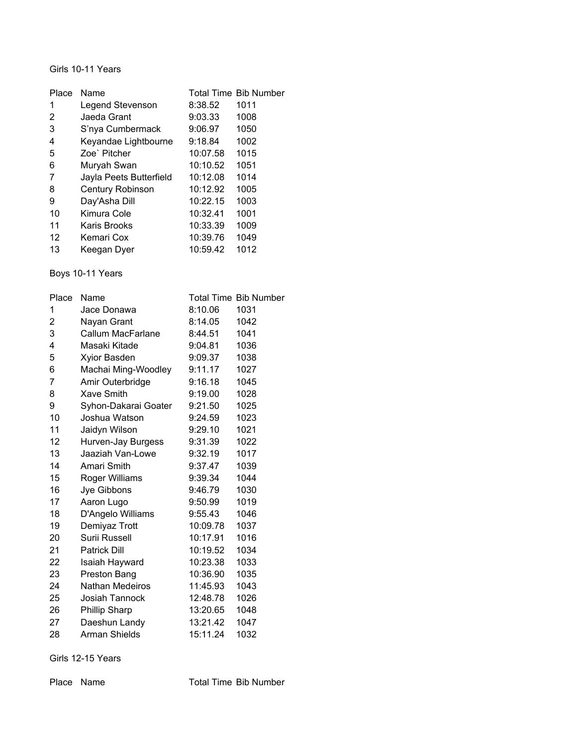Girls 10-11 Years

| Place | Name | Total Time | Bib Number |
|---|---|---|---|
| 1 | Legend Stevenson | 8:38.52 | 1011 |
| 2 | Jaeda Grant | 9:03.33 | 1008 |
| 3 | S'nya Cumbermack | 9:06.97 | 1050 |
| 4 | Keyandae Lightbourne | 9:18.84 | 1002 |
| 5 | Zoe` Pitcher | 10:07.58 | 1015 |
| 6 | Muryah Swan | 10:10.52 | 1051 |
| 7 | Jayla Peets Butterfield | 10:12.08 | 1014 |
| 8 | Century Robinson | 10:12.92 | 1005 |
| 9 | Day'Asha Dill | 10:22.15 | 1003 |
| 10 | Kimura Cole | 10:32.41 | 1001 |
| 11 | Karis Brooks | 10:33.39 | 1009 |
| 12 | Kemari Cox | 10:39.76 | 1049 |
| 13 | Keegan Dyer | 10:59.42 | 1012 |

Boys 10-11 Years

| Place | Name | Total Time | Bib Number |
|---|---|---|---|
| 1 | Jace Donawa | 8:10.06 | 1031 |
| 2 | Nayan Grant | 8:14.05 | 1042 |
| 3 | Callum MacFarlane | 8:44.51 | 1041 |
| 4 | Masaki Kitade | 9:04.81 | 1036 |
| 5 | Xyior Basden | 9:09.37 | 1038 |
| 6 | Machai Ming-Woodley | 9:11.17 | 1027 |
| 7 | Amir Outerbridge | 9:16.18 | 1045 |
| 8 | Xave Smith | 9:19.00 | 1028 |
| 9 | Syhon-Dakarai Goater | 9:21.50 | 1025 |
| 10 | Joshua Watson | 9:24.59 | 1023 |
| 11 | Jaidyn Wilson | 9:29.10 | 1021 |
| 12 | Hurven-Jay Burgess | 9:31.39 | 1022 |
| 13 | Jaaziah Van-Lowe | 9:32.19 | 1017 |
| 14 | Amari Smith | 9:37.47 | 1039 |
| 15 | Roger Williams | 9:39.34 | 1044 |
| 16 | Jye Gibbons | 9:46.79 | 1030 |
| 17 | Aaron Lugo | 9:50.99 | 1019 |
| 18 | D'Angelo Williams | 9:55.43 | 1046 |
| 19 | Demiyaz Trott | 10:09.78 | 1037 |
| 20 | Surii Russell | 10:17.91 | 1016 |
| 21 | Patrick Dill | 10:19.52 | 1034 |
| 22 | Isaiah Hayward | 10:23.38 | 1033 |
| 23 | Preston Bang | 10:36.90 | 1035 |
| 24 | Nathan Medeiros | 11:45.93 | 1043 |
| 25 | Josiah Tannock | 12:48.78 | 1026 |
| 26 | Phillip Sharp | 13:20.65 | 1048 |
| 27 | Daeshun Landy | 13:21.42 | 1047 |
| 28 | Arman Shields | 15:11.24 | 1032 |

Girls 12-15 Years

| Place | Name | Total Time | Bib Number |
|---|---|---|---|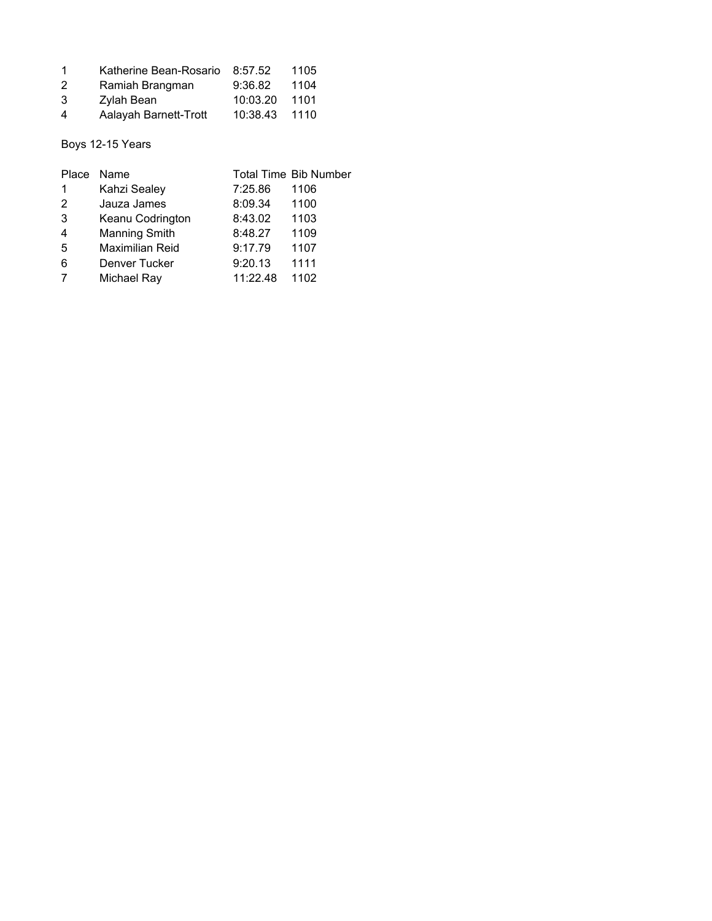| | | | |
|---|---|---|---|
| 1 | Katherine Bean-Rosario | 8:57.52 | 1105 |
| 2 | Ramiah Brangman | 9:36.82 | 1104 |
| 3 | Zylah Bean | 10:03.20 | 1101 |
| 4 | Aalayah Barnett-Trott | 10:38.43 | 1110 |

Boys 12-15 Years

| Place | Name | Total Time | Bib Number |
|---|---|---|---|
| 1 | Kahzi Sealey | 7:25.86 | 1106 |
| 2 | Jauza James | 8:09.34 | 1100 |
| 3 | Keanu Codrington | 8:43.02 | 1103 |
| 4 | Manning Smith | 8:48.27 | 1109 |
| 5 | Maximilian Reid | 9:17.79 | 1107 |
| 6 | Denver Tucker | 9:20.13 | 1111 |
| 7 | Michael Ray | 11:22.48 | 1102 |